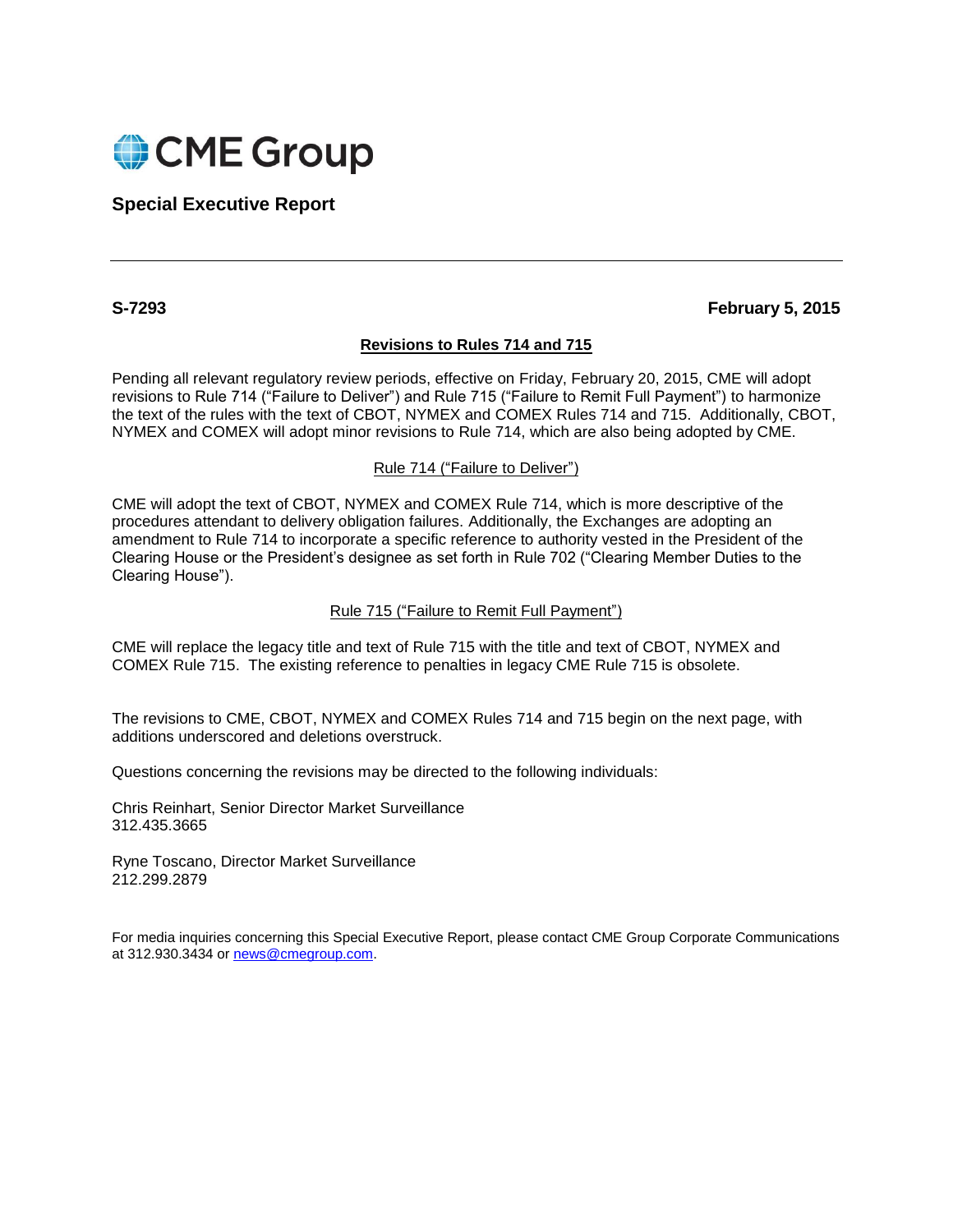CME Group

**Special Executive Report**

---

**S-7293** **February 5, 2015**

## Revisions to Rules 714 and 715

Pending all relevant regulatory review periods, effective on Friday, February 20, 2015, CME will adopt revisions to Rule 714 ("Failure to Deliver") and Rule 715 ("Failure to Remit Full Payment") to harmonize the text of the rules with the text of CBOT, NYMEX and COMEX Rules 714 and 715. Additionally, CBOT, NYMEX and COMEX will adopt minor revisions to Rule 714, which are also being adopted by CME.

### Rule 714 ("Failure to Deliver")

CME will adopt the text of CBOT, NYMEX and COMEX Rule 714, which is more descriptive of the procedures attendant to delivery obligation failures. Additionally, the Exchanges are adopting an amendment to Rule 714 to incorporate a specific reference to authority vested in the President of the Clearing House or the President's designee as set forth in Rule 702 ("Clearing Member Duties to the Clearing House").

### Rule 715 ("Failure to Remit Full Payment")

CME will replace the legacy title and text of Rule 715 with the title and text of CBOT, NYMEX and COMEX Rule 715. The existing reference to penalties in legacy CME Rule 715 is obsolete.

The revisions to CME, CBOT, NYMEX and COMEX Rules 714 and 715 begin on the next page, with additions underscored and deletions overstruck.

Questions concerning the revisions may be directed to the following individuals:

Chris Reinhart, Senior Director Market Surveillance
312.435.3665

Ryne Toscano, Director Market Surveillance
212.299.2879

For media inquiries concerning this Special Executive Report, please contact CME Group Corporate Communications at 312.930.3434 or news@cmegroup.com.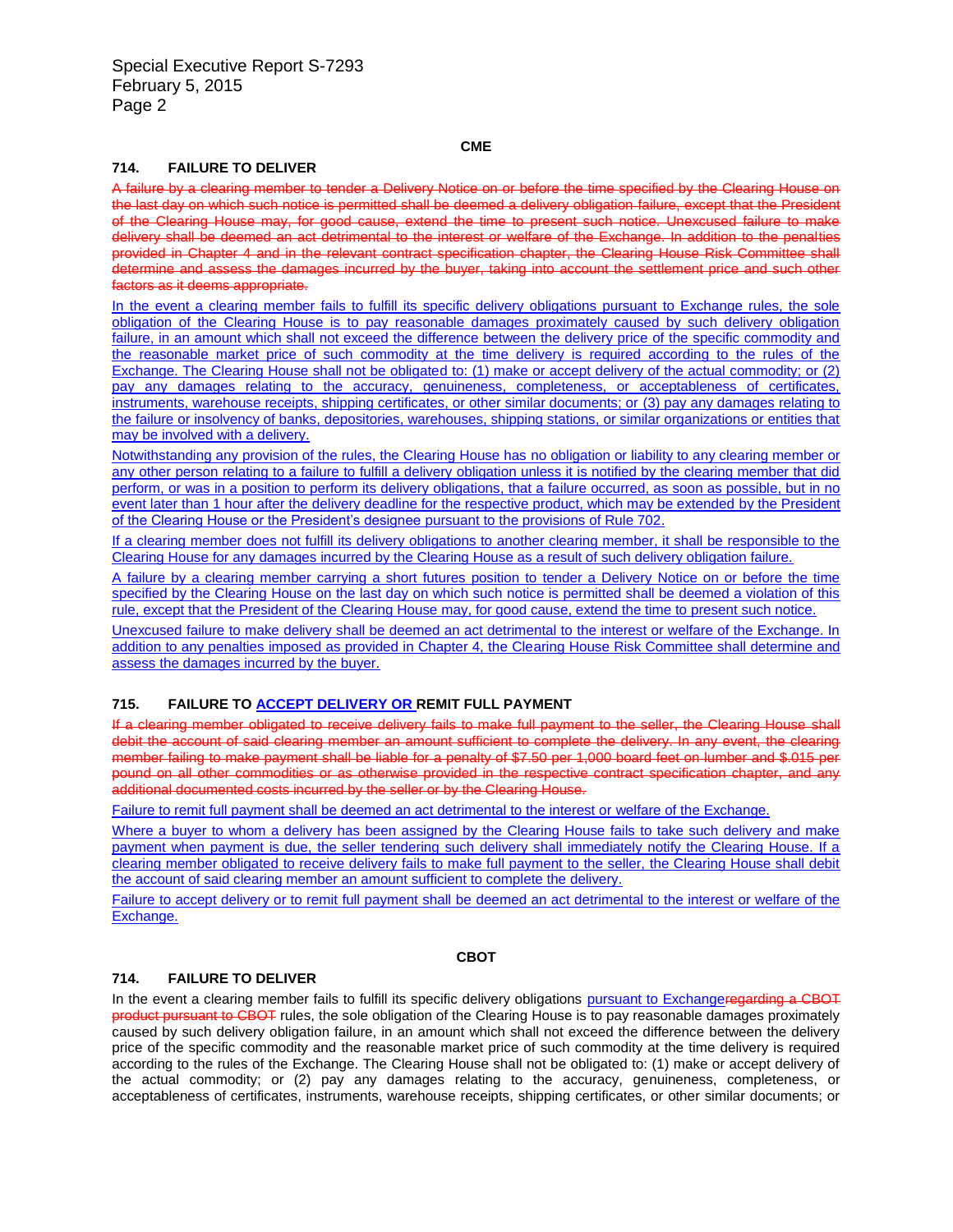CME

### 714. FAILURE TO DELIVER

~~A failure by a clearing member to tender a Delivery Notice on or before the time specified by the Clearing House on the last day on which such notice is permitted shall be deemed a delivery obligation failure, except that the President of the Clearing House may, for good cause, extend the time to present such notice. Unexcused failure to make delivery shall be deemed an act detrimental to the interest or welfare of the Exchange. In addition to the penalties provided in Chapter 4 and in the relevant contract specification chapter, the Clearing House Risk Committee shall determine and assess the damages incurred by the buyer, taking into account the settlement price and such other factors as it deems appropriate.~~

<u>In the event a clearing member fails to fulfill its specific delivery obligations pursuant to Exchange rules, the sole obligation of the Clearing House is to pay reasonable damages proximately caused by such delivery obligation failure, in an amount which shall not exceed the difference between the delivery price of the specific commodity and the reasonable market price of such commodity at the time delivery is required according to the rules of the Exchange. The Clearing House shall not be obligated to: (1) make or accept delivery of the actual commodity; or (2) pay any damages relating to the accuracy, genuineness, completeness, or acceptableness of certificates, instruments, warehouse receipts, shipping certificates, or other similar documents; or (3) pay any damages relating to the failure or insolvency of banks, depositories, warehouses, shipping stations, or similar organizations or entities that may be involved with a delivery.</u>

<u>Notwithstanding any provision of the rules, the Clearing House has no obligation or liability to any clearing member or any other person relating to a failure to fulfill a delivery obligation unless it is notified by the clearing member that did perform, or was in a position to perform its delivery obligations, that a failure occurred, as soon as possible, but in no event later than 1 hour after the delivery deadline for the respective product, which may be extended by the President of the Clearing House or the President's designee pursuant to the provisions of Rule 702.</u>

<u>If a clearing member does not fulfill its delivery obligations to another clearing member, it shall be responsible to the Clearing House for any damages incurred by the Clearing House as a result of such delivery obligation failure.</u>

<u>A failure by a clearing member carrying a short futures position to tender a Delivery Notice on or before the time specified by the Clearing House on the last day on which such notice is permitted shall be deemed a violation of this rule, except that the President of the Clearing House may, for good cause, extend the time to present such notice.</u>

<u>Unexcused failure to make delivery shall be deemed an act detrimental to the interest or welfare of the Exchange. In addition to any penalties imposed as provided in Chapter 4, the Clearing House Risk Committee shall determine and assess the damages incurred by the buyer.</u>

### 715. FAILURE TO <u>ACCEPT DELIVERY OR</u> REMIT FULL PAYMENT

~~If a clearing member obligated to receive delivery fails to make full payment to the seller, the Clearing House shall debit the account of said clearing member an amount sufficient to complete the delivery. In any event, the clearing member failing to make payment shall be liable for a penalty of $7.50 per 1,000 board feet on lumber and $.015 per pound on all other commodities or as otherwise provided in the respective contract specification chapter, and any additional documented costs incurred by the seller or by the Clearing House.~~

<u>Failure to remit full payment shall be deemed an act detrimental to the interest or welfare of the Exchange.</u>

<u>Where a buyer to whom a delivery has been assigned by the Clearing House fails to take such delivery and make payment when payment is due, the seller tendering such delivery shall immediately notify the Clearing House. If a clearing member obligated to receive delivery fails to make full payment to the seller, the Clearing House shall debit the account of said clearing member an amount sufficient to complete the delivery.</u>

<u>Failure to accept delivery or to remit full payment shall be deemed an act detrimental to the interest or welfare of the Exchange.</u>

CBOT

### 714. FAILURE TO DELIVER

In the event a clearing member fails to fulfill its specific delivery obligations <u>pursuant to Exchange</u>~~regarding a CBOT product pursuant to CBOT~~ rules, the sole obligation of the Clearing House is to pay reasonable damages proximately caused by such delivery obligation failure, in an amount which shall not exceed the difference between the delivery price of the specific commodity and the reasonable market price of such commodity at the time delivery is required according to the rules of the Exchange. The Clearing House shall not be obligated to: (1) make or accept delivery of the actual commodity; or (2) pay any damages relating to the accuracy, genuineness, completeness, or acceptableness of certificates, instruments, warehouse receipts, shipping certificates, or other similar documents; or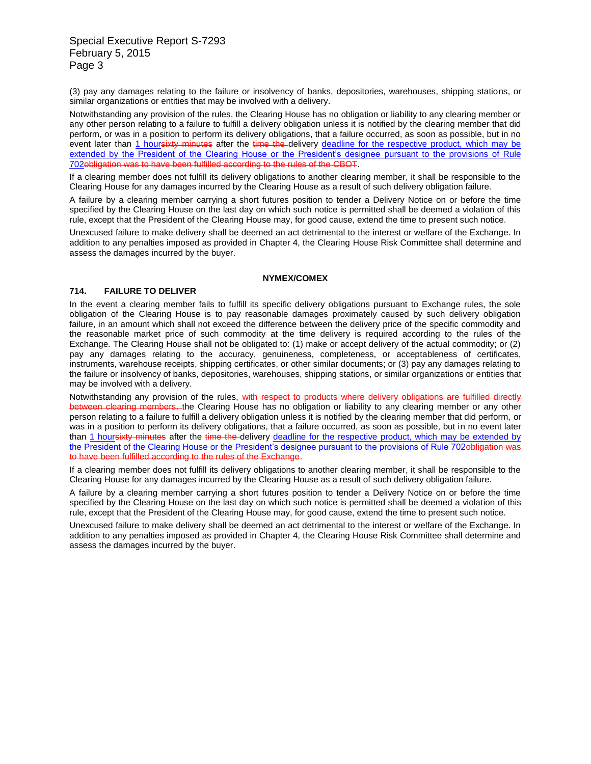(3) pay any damages relating to the failure or insolvency of banks, depositories, warehouses, shipping stations, or similar organizations or entities that may be involved with a delivery.

Notwithstanding any provision of the rules, the Clearing House has no obligation or liability to any clearing member or any other person relating to a failure to fulfill a delivery obligation unless it is notified by the clearing member that did perform, or was in a position to perform its delivery obligations, that a failure occurred, as soon as possible, but in no event later than <u>1 hour</u>~~sixty minutes~~ after the ~~time the~~ delivery <u>deadline for the respective product, which may be extended by the President of the Clearing House or the President's designee pursuant to the provisions of Rule 702</u>~~obligation was to have been fulfilled according to the rules of the CBOT~~.

If a clearing member does not fulfill its delivery obligations to another clearing member, it shall be responsible to the Clearing House for any damages incurred by the Clearing House as a result of such delivery obligation failure.

A failure by a clearing member carrying a short futures position to tender a Delivery Notice on or before the time specified by the Clearing House on the last day on which such notice is permitted shall be deemed a violation of this rule, except that the President of the Clearing House may, for good cause, extend the time to present such notice.

Unexcused failure to make delivery shall be deemed an act detrimental to the interest or welfare of the Exchange. In addition to any penalties imposed as provided in Chapter 4, the Clearing House Risk Committee shall determine and assess the damages incurred by the buyer.

**NYMEX/COMEX**

**714. FAILURE TO DELIVER**

In the event a clearing member fails to fulfill its specific delivery obligations pursuant to Exchange rules, the sole obligation of the Clearing House is to pay reasonable damages proximately caused by such delivery obligation failure, in an amount which shall not exceed the difference between the delivery price of the specific commodity and the reasonable market price of such commodity at the time delivery is required according to the rules of the Exchange. The Clearing House shall not be obligated to: (1) make or accept delivery of the actual commodity; or (2) pay any damages relating to the accuracy, genuineness, completeness, or acceptableness of certificates, instruments, warehouse receipts, shipping certificates, or other similar documents; or (3) pay any damages relating to the failure or insolvency of banks, depositories, warehouses, shipping stations, or similar organizations or entities that may be involved with a delivery.

Notwithstanding any provision of the rules, ~~with respect to products where delivery obligations are fulfilled directly between clearing members,~~ the Clearing House has no obligation or liability to any clearing member or any other person relating to a failure to fulfill a delivery obligation unless it is notified by the clearing member that did perform, or was in a position to perform its delivery obligations, that a failure occurred, as soon as possible, but in no event later than <u>1 hour</u>~~sixty minutes~~ after the ~~time the~~ delivery <u>deadline for the respective product, which may be extended by the President of the Clearing House or the President's designee pursuant to the provisions of Rule 702</u>~~obligation was to have been fulfilled according to the rules of the Exchange~~.

If a clearing member does not fulfill its delivery obligations to another clearing member, it shall be responsible to the Clearing House for any damages incurred by the Clearing House as a result of such delivery obligation failure.

A failure by a clearing member carrying a short futures position to tender a Delivery Notice on or before the time specified by the Clearing House on the last day on which such notice is permitted shall be deemed a violation of this rule, except that the President of the Clearing House may, for good cause, extend the time to present such notice.

Unexcused failure to make delivery shall be deemed an act detrimental to the interest or welfare of the Exchange. In addition to any penalties imposed as provided in Chapter 4, the Clearing House Risk Committee shall determine and assess the damages incurred by the buyer.